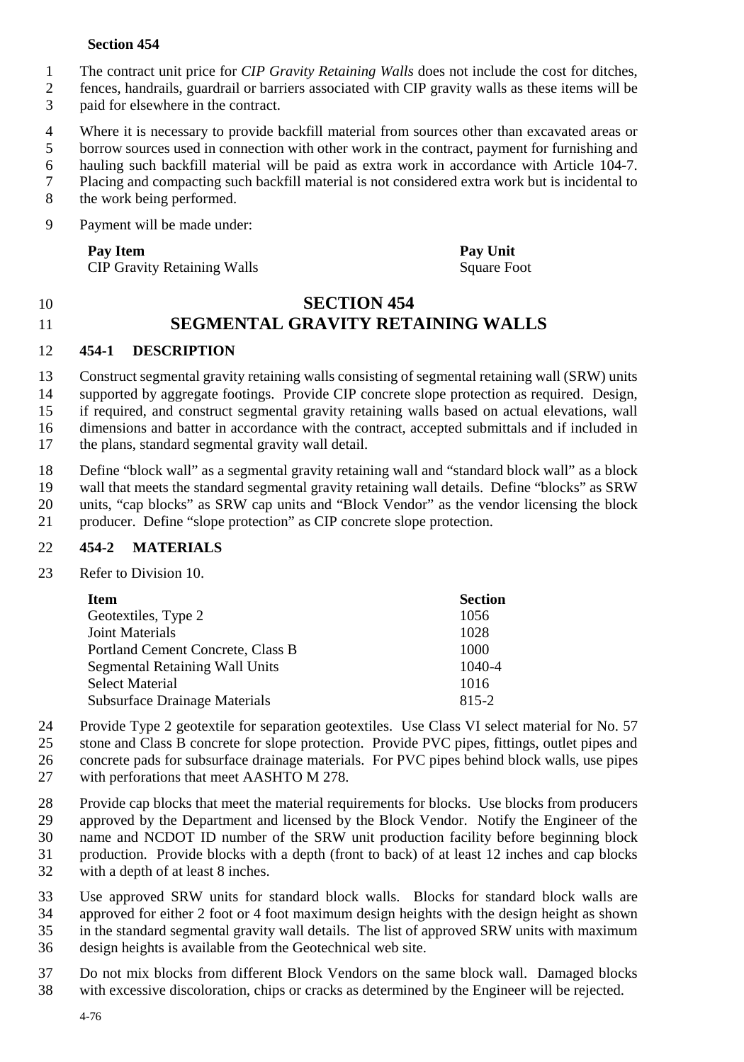The contract unit price for *CIP Gravity Retaining Walls* does not include the cost for ditches, fences, handrails, guardrail or barriers associated with CIP gravity walls as these items will be paid for elsewhere in the contract.

Where it is necessary to provide backfill material from sources other than excavated areas or borrow sources used in connection with other work in the contract, payment for furnishing and hauling such backfill material will be paid as extra work in accordance with Article 104-7. Placing and compacting such backfill material is not considered extra work but is incidental to the work being performed.

Payment will be made under:

| Pay Item | Pay Unit |
|---|---|
| CIP Gravity Retaining Walls | Square Foot |

# SECTION 454
# SEGMENTAL GRAVITY RETAINING WALLS

## 454-1 DESCRIPTION

Construct segmental gravity retaining walls consisting of segmental retaining wall (SRW) units supported by aggregate footings. Provide CIP concrete slope protection as required. Design, if required, and construct segmental gravity retaining walls based on actual elevations, wall dimensions and batter in accordance with the contract, accepted submittals and if included in the plans, standard segmental gravity wall detail.

Define "block wall" as a segmental gravity retaining wall and "standard block wall" as a block wall that meets the standard segmental gravity retaining wall details. Define "blocks" as SRW units, "cap blocks" as SRW cap units and "Block Vendor" as the vendor licensing the block producer. Define "slope protection" as CIP concrete slope protection.

## 454-2 MATERIALS

Refer to Division 10.

| Item | Section |
|---|---|
| Geotextiles, Type 2 | 1056 |
| Joint Materials | 1028 |
| Portland Cement Concrete, Class B | 1000 |
| Segmental Retaining Wall Units | 1040-4 |
| Select Material | 1016 |
| Subsurface Drainage Materials | 815-2 |

Provide Type 2 geotextile for separation geotextiles. Use Class VI select material for No. 57 stone and Class B concrete for slope protection. Provide PVC pipes, fittings, outlet pipes and concrete pads for subsurface drainage materials. For PVC pipes behind block walls, use pipes with perforations that meet AASHTO M 278.

Provide cap blocks that meet the material requirements for blocks. Use blocks from producers approved by the Department and licensed by the Block Vendor. Notify the Engineer of the name and NCDOT ID number of the SRW unit production facility before beginning block production. Provide blocks with a depth (front to back) of at least 12 inches and cap blocks with a depth of at least 8 inches.

Use approved SRW units for standard block walls. Blocks for standard block walls are approved for either 2 foot or 4 foot maximum design heights with the design height as shown in the standard segmental gravity wall details. The list of approved SRW units with maximum design heights is available from the Geotechnical web site.

Do not mix blocks from different Block Vendors on the same block wall. Damaged blocks with excessive discoloration, chips or cracks as determined by the Engineer will be rejected.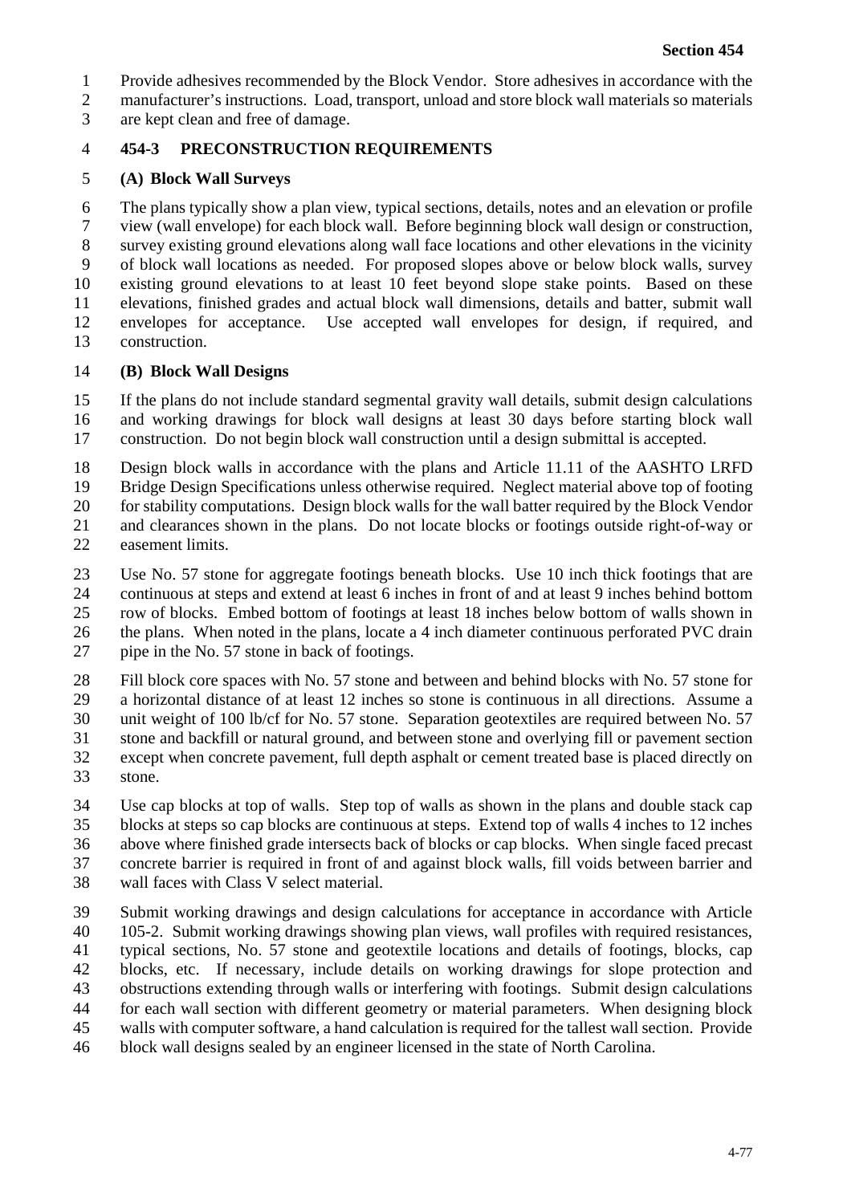Provide adhesives recommended by the Block Vendor. Store adhesives in accordance with the manufacturer's instructions. Load, transport, unload and store block wall materials so materials are kept clean and free of damage.

## 454-3 PRECONSTRUCTION REQUIREMENTS

### (A) Block Wall Surveys

The plans typically show a plan view, typical sections, details, notes and an elevation or profile view (wall envelope) for each block wall. Before beginning block wall design or construction, survey existing ground elevations along wall face locations and other elevations in the vicinity of block wall locations as needed. For proposed slopes above or below block walls, survey existing ground elevations to at least 10 feet beyond slope stake points. Based on these elevations, finished grades and actual block wall dimensions, details and batter, submit wall envelopes for acceptance. Use accepted wall envelopes for design, if required, and construction.

### (B) Block Wall Designs

If the plans do not include standard segmental gravity wall details, submit design calculations and working drawings for block wall designs at least 30 days before starting block wall construction. Do not begin block wall construction until a design submittal is accepted.

Design block walls in accordance with the plans and Article 11.11 of the AASHTO LRFD Bridge Design Specifications unless otherwise required. Neglect material above top of footing for stability computations. Design block walls for the wall batter required by the Block Vendor and clearances shown in the plans. Do not locate blocks or footings outside right-of-way or easement limits.

Use No. 57 stone for aggregate footings beneath blocks. Use 10 inch thick footings that are continuous at steps and extend at least 6 inches in front of and at least 9 inches behind bottom row of blocks. Embed bottom of footings at least 18 inches below bottom of walls shown in the plans. When noted in the plans, locate a 4 inch diameter continuous perforated PVC drain pipe in the No. 57 stone in back of footings.

Fill block core spaces with No. 57 stone and between and behind blocks with No. 57 stone for a horizontal distance of at least 12 inches so stone is continuous in all directions. Assume a unit weight of 100 lb/cf for No. 57 stone. Separation geotextiles are required between No. 57 stone and backfill or natural ground, and between stone and overlying fill or pavement section except when concrete pavement, full depth asphalt or cement treated base is placed directly on stone.

Use cap blocks at top of walls. Step top of walls as shown in the plans and double stack cap blocks at steps so cap blocks are continuous at steps. Extend top of walls 4 inches to 12 inches above where finished grade intersects back of blocks or cap blocks. When single faced precast concrete barrier is required in front of and against block walls, fill voids between barrier and wall faces with Class V select material.

Submit working drawings and design calculations for acceptance in accordance with Article 105-2. Submit working drawings showing plan views, wall profiles with required resistances, typical sections, No. 57 stone and geotextile locations and details of footings, blocks, cap blocks, etc. If necessary, include details on working drawings for slope protection and obstructions extending through walls or interfering with footings. Submit design calculations for each wall section with different geometry or material parameters. When designing block walls with computer software, a hand calculation is required for the tallest wall section. Provide block wall designs sealed by an engineer licensed in the state of North Carolina.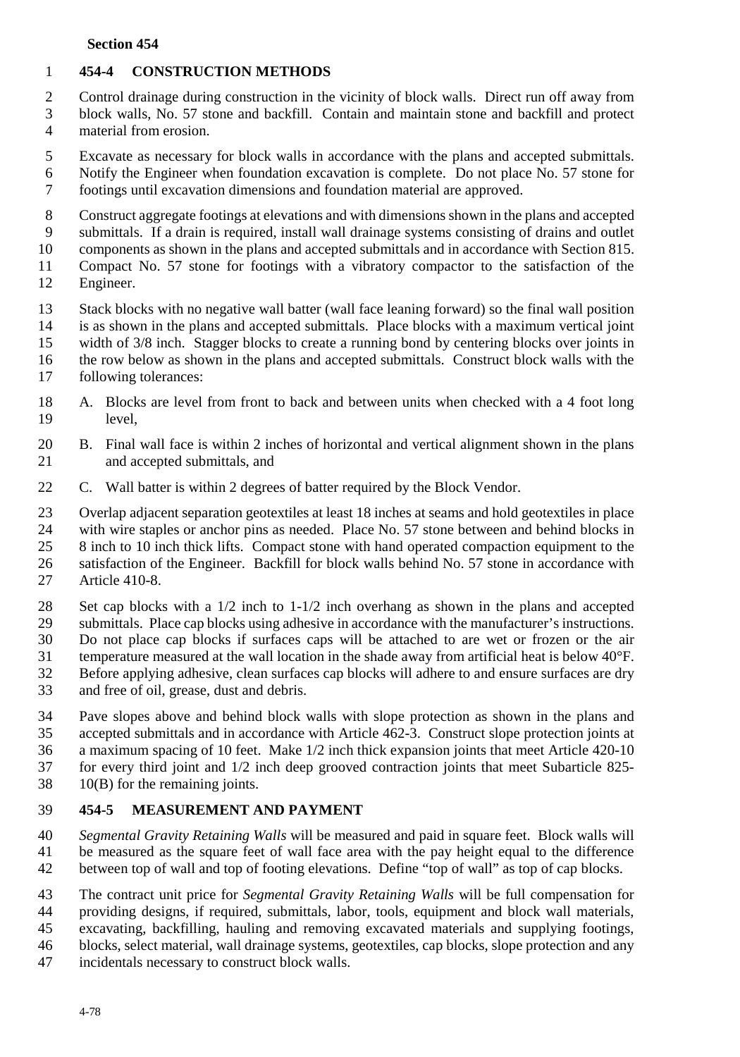## 454-4 CONSTRUCTION METHODS

Control drainage during construction in the vicinity of block walls. Direct run off away from block walls, No. 57 stone and backfill. Contain and maintain stone and backfill and protect material from erosion.

Excavate as necessary for block walls in accordance with the plans and accepted submittals. Notify the Engineer when foundation excavation is complete. Do not place No. 57 stone for footings until excavation dimensions and foundation material are approved.

Construct aggregate footings at elevations and with dimensions shown in the plans and accepted submittals. If a drain is required, install wall drainage systems consisting of drains and outlet components as shown in the plans and accepted submittals and in accordance with Section 815. Compact No. 57 stone for footings with a vibratory compactor to the satisfaction of the Engineer.

Stack blocks with no negative wall batter (wall face leaning forward) so the final wall position is as shown in the plans and accepted submittals. Place blocks with a maximum vertical joint width of 3/8 inch. Stagger blocks to create a running bond by centering blocks over joints in the row below as shown in the plans and accepted submittals. Construct block walls with the following tolerances:

A. Blocks are level from front to back and between units when checked with a 4 foot long level,

B. Final wall face is within 2 inches of horizontal and vertical alignment shown in the plans and accepted submittals, and

C. Wall batter is within 2 degrees of batter required by the Block Vendor.

Overlap adjacent separation geotextiles at least 18 inches at seams and hold geotextiles in place with wire staples or anchor pins as needed. Place No. 57 stone between and behind blocks in 8 inch to 10 inch thick lifts. Compact stone with hand operated compaction equipment to the satisfaction of the Engineer. Backfill for block walls behind No. 57 stone in accordance with Article 410-8.

Set cap blocks with a 1/2 inch to 1-1/2 inch overhang as shown in the plans and accepted submittals. Place cap blocks using adhesive in accordance with the manufacturer's instructions. Do not place cap blocks if surfaces caps will be attached to are wet or frozen or the air temperature measured at the wall location in the shade away from artificial heat is below 40°F. Before applying adhesive, clean surfaces cap blocks will adhere to and ensure surfaces are dry and free of oil, grease, dust and debris.

Pave slopes above and behind block walls with slope protection as shown in the plans and accepted submittals and in accordance with Article 462-3. Construct slope protection joints at a maximum spacing of 10 feet. Make 1/2 inch thick expansion joints that meet Article 420-10 for every third joint and 1/2 inch deep grooved contraction joints that meet Subarticle 825-10(B) for the remaining joints.

## 454-5 MEASUREMENT AND PAYMENT

*Segmental Gravity Retaining Walls* will be measured and paid in square feet. Block walls will be measured as the square feet of wall face area with the pay height equal to the difference between top of wall and top of footing elevations. Define "top of wall" as top of cap blocks.

The contract unit price for *Segmental Gravity Retaining Walls* will be full compensation for providing designs, if required, submittals, labor, tools, equipment and block wall materials, excavating, backfilling, hauling and removing excavated materials and supplying footings, blocks, select material, wall drainage systems, geotextiles, cap blocks, slope protection and any incidentals necessary to construct block walls.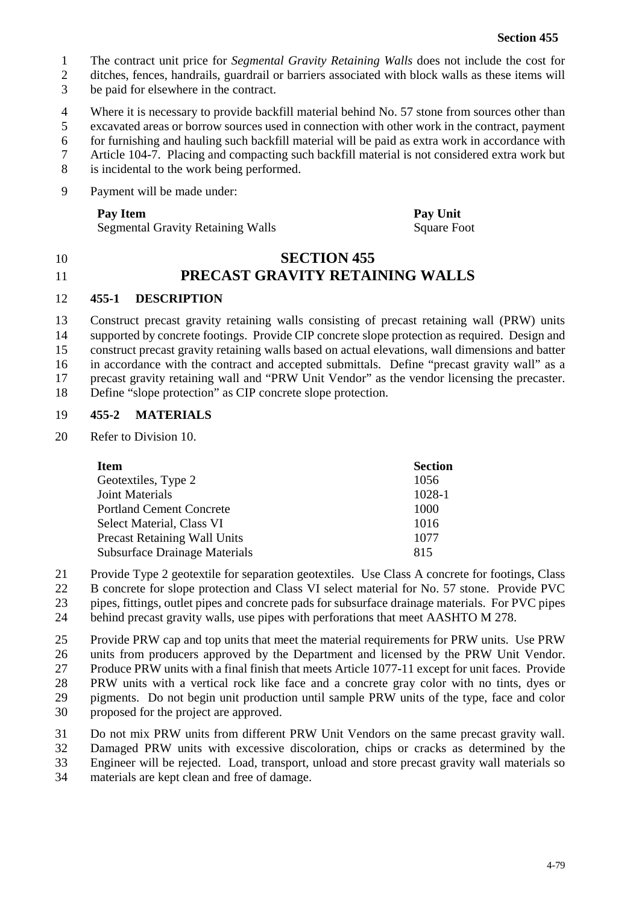The contract unit price for *Segmental Gravity Retaining Walls* does not include the cost for ditches, fences, handrails, guardrail or barriers associated with block walls as these items will be paid for elsewhere in the contract.

Where it is necessary to provide backfill material behind No. 57 stone from sources other than excavated areas or borrow sources used in connection with other work in the contract, payment for furnishing and hauling such backfill material will be paid as extra work in accordance with Article 104-7. Placing and compacting such backfill material is not considered extra work but is incidental to the work being performed.

Payment will be made under:

| Pay Item | Pay Unit |
|---|---|
| Segmental Gravity Retaining Walls | Square Foot |

# SECTION 455
# PRECAST GRAVITY RETAINING WALLS

## 455-1 DESCRIPTION

Construct precast gravity retaining walls consisting of precast retaining wall (PRW) units supported by concrete footings. Provide CIP concrete slope protection as required. Design and construct precast gravity retaining walls based on actual elevations, wall dimensions and batter in accordance with the contract and accepted submittals. Define "precast gravity wall" as a precast gravity retaining wall and "PRW Unit Vendor" as the vendor licensing the precaster. Define "slope protection" as CIP concrete slope protection.

## 455-2 MATERIALS

Refer to Division 10.

| Item | Section |
|---|---|
| Geotextiles, Type 2 | 1056 |
| Joint Materials | 1028-1 |
| Portland Cement Concrete | 1000 |
| Select Material, Class VI | 1016 |
| Precast Retaining Wall Units | 1077 |
| Subsurface Drainage Materials | 815 |

Provide Type 2 geotextile for separation geotextiles. Use Class A concrete for footings, Class B concrete for slope protection and Class VI select material for No. 57 stone. Provide PVC pipes, fittings, outlet pipes and concrete pads for subsurface drainage materials. For PVC pipes behind precast gravity walls, use pipes with perforations that meet AASHTO M 278.

Provide PRW cap and top units that meet the material requirements for PRW units. Use PRW units from producers approved by the Department and licensed by the PRW Unit Vendor. Produce PRW units with a final finish that meets Article 1077-11 except for unit faces. Provide PRW units with a vertical rock like face and a concrete gray color with no tints, dyes or pigments. Do not begin unit production until sample PRW units of the type, face and color proposed for the project are approved.

Do not mix PRW units from different PRW Unit Vendors on the same precast gravity wall. Damaged PRW units with excessive discoloration, chips or cracks as determined by the Engineer will be rejected. Load, transport, unload and store precast gravity wall materials so materials are kept clean and free of damage.